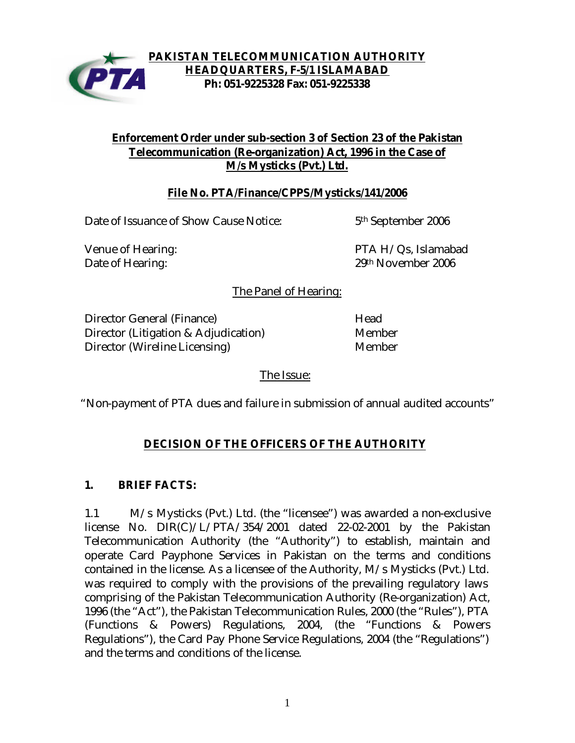**PAKISTAN TELECOMMUNICATION AUTHORITY**
**HEADQUARTERS, F-5/1 ISLAMABAD**
**Ph: 051-9225328 Fax: 051-9225338**

# Enforcement Order under sub-section 3 of Section 23 of the Pakistan Telecommunication (Re-organization) Act, 1996 in the Case of M/s Mysticks (Pvt.) Ltd.

**File No. PTA/Finance/CPPS/Mysticks/141/2006**

| | |
|---|---|
| Date of Issuance of Show Cause Notice: | 5th September 2006 |
| Venue of Hearing: | PTA H/Qs, Islamabad |
| Date of Hearing: | 29th November 2006 |

The Panel of Hearing:

| | |
|---|---|
| Director General (Finance) | Head |
| Director (Litigation & Adjudication) | Member |
| Director (Wireline Licensing) | Member |

The Issue:

"Non-payment of PTA dues and failure in submission of annual audited accounts"

## DECISION OF THE OFFICERS OF THE AUTHORITY

### 1. BRIEF FACTS:

1.1 M/s Mysticks (Pvt.) Ltd. (the "licensee") was awarded a non-exclusive license No. DIR(C)/L/PTA/354/2001 dated 22-02-2001 by the Pakistan Telecommunication Authority (the "Authority") to establish, maintain and operate Card Payphone Services in Pakistan on the terms and conditions contained in the license. As a licensee of the Authority, M/s Mysticks (Pvt.) Ltd. was required to comply with the provisions of the prevailing regulatory laws comprising of the Pakistan Telecommunication Authority (Re-organization) Act, 1996 (the "Act"), the Pakistan Telecommunication Rules, 2000 (the "Rules"), PTA (Functions & Powers) Regulations, 2004, (the "Functions & Powers Regulations"), the Card Pay Phone Service Regulations, 2004 (the "Regulations") and the terms and conditions of the license.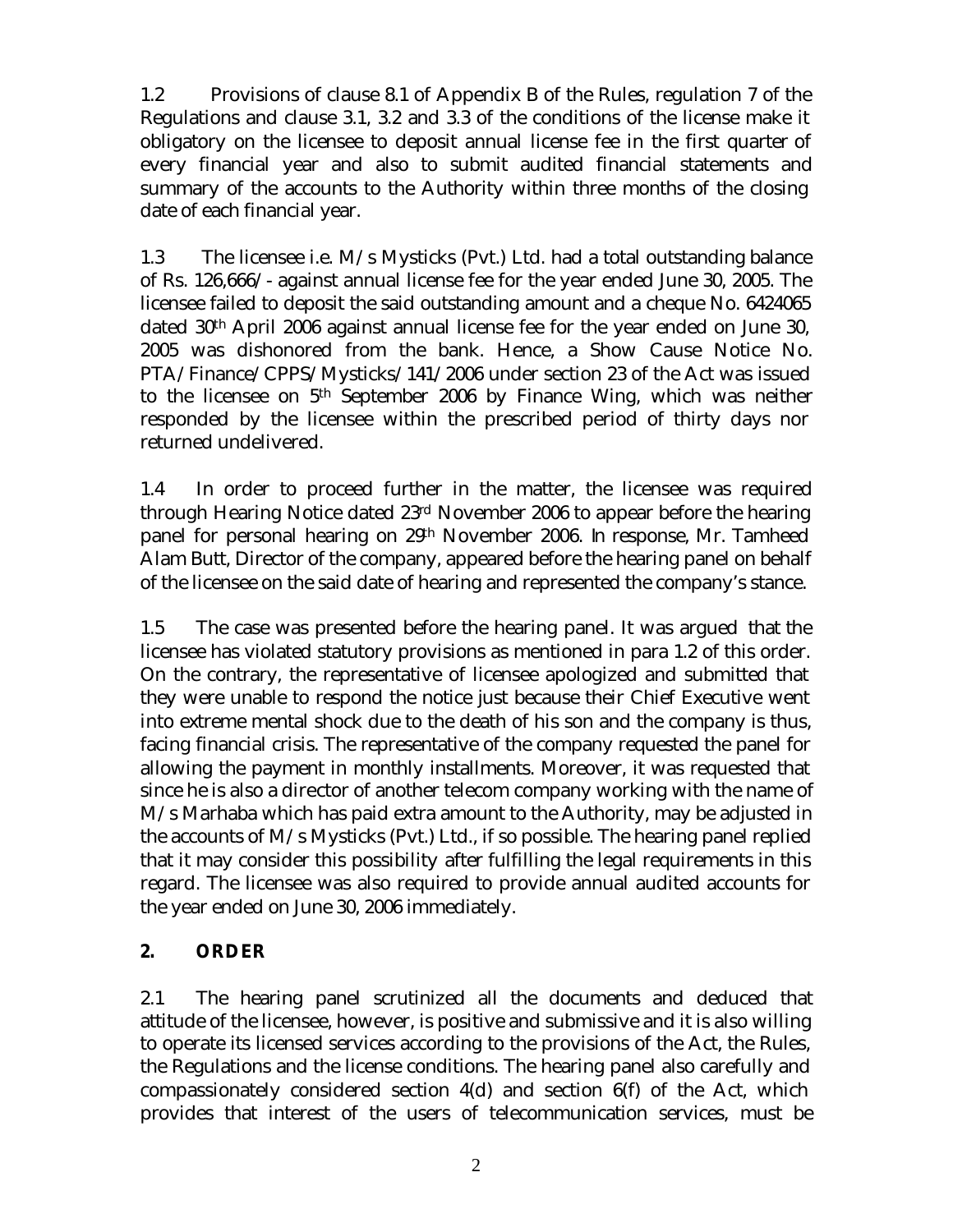1.2 Provisions of clause 8.1 of Appendix B of the Rules, regulation 7 of the Regulations and clause 3.1, 3.2 and 3.3 of the conditions of the license make it obligatory on the licensee to deposit annual license fee in the first quarter of every financial year and also to submit audited financial statements and summary of the accounts to the Authority within three months of the closing date of each financial year.

1.3 The licensee i.e. M/s Mysticks (Pvt.) Ltd. had a total outstanding balance of Rs. 126,666/- against annual license fee for the year ended June 30, 2005. The licensee failed to deposit the said outstanding amount and a cheque No. 6424065 dated 30th April 2006 against annual license fee for the year ended on June 30, 2005 was dishonored from the bank. Hence, a Show Cause Notice No. PTA/Finance/CPPS/Mysticks/141/2006 under section 23 of the Act was issued to the licensee on 5th September 2006 by Finance Wing, which was neither responded by the licensee within the prescribed period of thirty days nor returned undelivered.

1.4 In order to proceed further in the matter, the licensee was required through Hearing Notice dated 23rd November 2006 to appear before the hearing panel for personal hearing on 29th November 2006. In response, Mr. Tamheed Alam Butt, Director of the company, appeared before the hearing panel on behalf of the licensee on the said date of hearing and represented the company's stance.

1.5 The case was presented before the hearing panel. It was argued that the licensee has violated statutory provisions as mentioned in para 1.2 of this order. On the contrary, the representative of licensee apologized and submitted that they were unable to respond the notice just because their Chief Executive went into extreme mental shock due to the death of his son and the company is thus, facing financial crisis. The representative of the company requested the panel for allowing the payment in monthly installments. Moreover, it was requested that since he is also a director of another telecom company working with the name of M/s Marhaba which has paid extra amount to the Authority, may be adjusted in the accounts of M/s Mysticks (Pvt.) Ltd., if so possible. The hearing panel replied that it may consider this possibility after fulfilling the legal requirements in this regard. The licensee was also required to provide annual audited accounts for the year ended on June 30, 2006 immediately.

## 2. ORDER

2.1 The hearing panel scrutinized all the documents and deduced that attitude of the licensee, however, is positive and submissive and it is also willing to operate its licensed services according to the provisions of the Act, the Rules, the Regulations and the license conditions. The hearing panel also carefully and compassionately considered section 4(d) and section 6(f) of the Act, which provides that interest of the users of telecommunication services, must be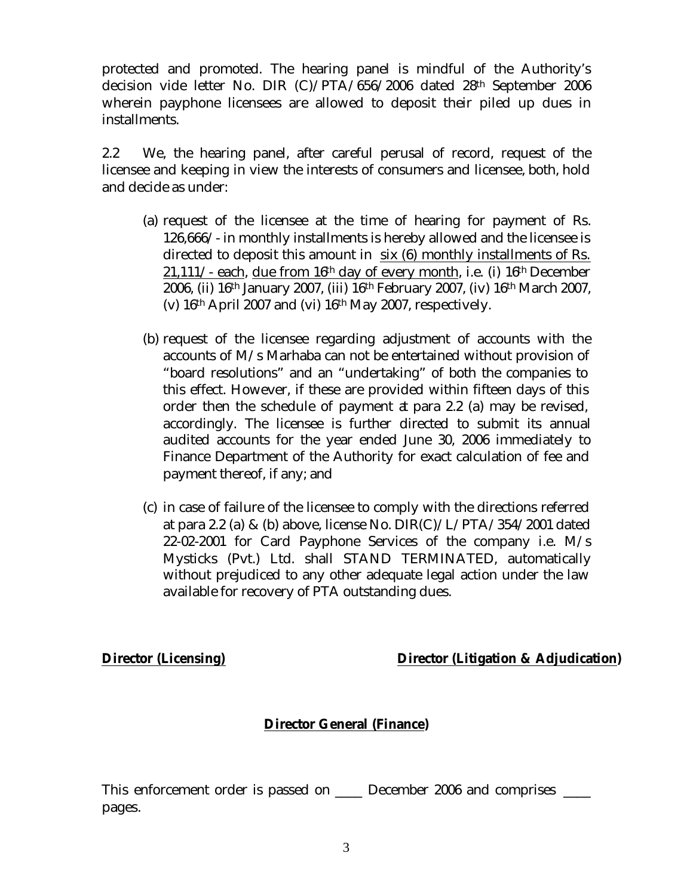protected and promoted. The hearing panel is mindful of the Authority's decision vide letter No. DIR (C)/PTA/656/2006 dated 28th September 2006 wherein payphone licensees are allowed to deposit their piled up dues in installments.

2.2 We, the hearing panel, after careful perusal of record, request of the licensee and keeping in view the interests of consumers and licensee, both, hold and decide as under:

(a) request of the licensee at the time of hearing for payment of Rs. 126,666/- in monthly installments is hereby allowed and the licensee is directed to deposit this amount in <u>six (6) monthly installments of Rs. 21,111/- each</u>, <u>due from 16th day of every month</u>, i.e. (i) 16th December 2006, (ii) 16th January 2007, (iii) 16th February 2007, (iv) 16th March 2007, (v) 16th April 2007 and (vi) 16th May 2007, respectively.

(b) request of the licensee regarding adjustment of accounts with the accounts of M/s Marhaba can not be entertained without provision of "board resolutions" and an "undertaking" of both the companies to this effect. However, if these are provided within fifteen days of this order then the schedule of payment at para 2.2 (a) may be revised, accordingly. The licensee is further directed to submit its annual audited accounts for the year ended June 30, 2006 immediately to Finance Department of the Authority for exact calculation of fee and payment thereof, if any; and

(c) in case of failure of the licensee to comply with the directions referred at para 2.2 (a) & (b) above, license No. DIR(C)/L/PTA/354/2001 dated 22-02-2001 for Card Payphone Services of the company i.e. M/s Mysticks (Pvt.) Ltd. shall STAND TERMINATED, automatically without prejudiced to any other adequate legal action under the law available for recovery of PTA outstanding dues.

**<u>Director (Licensing)</u>** **<u>Director (Litigation & Adjudication)</u>**

**<u>Director General (Finance)</u>**

This enforcement order is passed on ____ December 2006 and comprises ____ pages.